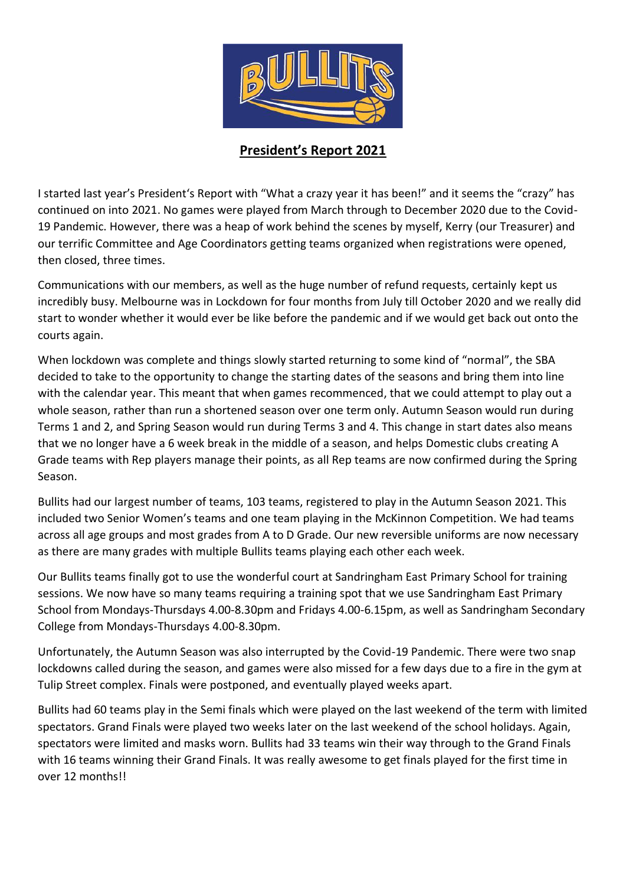## President's Report 2021

I started last year's President's Report with "What a crazy year it has been!" and it seems the "crazy" has continued on into 2021. No games were played from March through to December 2020 due to the Covid-19 Pandemic. However, there was a heap of work behind the scenes by myself, Kerry (our Treasurer) and our terrific Committee and Age Coordinators getting teams organized when registrations were opened, then closed, three times.

Communications with our members, as well as the huge number of refund requests, certainly kept us incredibly busy. Melbourne was in Lockdown for four months from July till October 2020 and we really did start to wonder whether it would ever be like before the pandemic and if we would get back out onto the courts again.

When lockdown was complete and things slowly started returning to some kind of "normal", the SBA decided to take to the opportunity to change the starting dates of the seasons and bring them into line with the calendar year. This meant that when games recommenced, that we could attempt to play out a whole season, rather than run a shortened season over one term only. Autumn Season would run during Terms 1 and 2, and Spring Season would run during Terms 3 and 4. This change in start dates also means that we no longer have a 6 week break in the middle of a season, and helps Domestic clubs creating A Grade teams with Rep players manage their points, as all Rep teams are now confirmed during the Spring Season.

Bullits had our largest number of teams, 103 teams, registered to play in the Autumn Season 2021. This included two Senior Women's teams and one team playing in the McKinnon Competition. We had teams across all age groups and most grades from A to D Grade. Our new reversible uniforms are now necessary as there are many grades with multiple Bullits teams playing each other each week.

Our Bullits teams finally got to use the wonderful court at Sandringham East Primary School for training sessions. We now have so many teams requiring a training spot that we use Sandringham East Primary School from Mondays-Thursdays 4.00-8.30pm and Fridays 4.00-6.15pm, as well as Sandringham Secondary College from Mondays-Thursdays 4.00-8.30pm.

Unfortunately, the Autumn Season was also interrupted by the Covid-19 Pandemic. There were two snap lockdowns called during the season, and games were also missed for a few days due to a fire in the gym at Tulip Street complex. Finals were postponed, and eventually played weeks apart.

Bullits had 60 teams play in the Semi finals which were played on the last weekend of the term with limited spectators. Grand Finals were played two weeks later on the last weekend of the school holidays. Again, spectators were limited and masks worn. Bullits had 33 teams win their way through to the Grand Finals with 16 teams winning their Grand Finals. It was really awesome to get finals played for the first time in over 12 months!!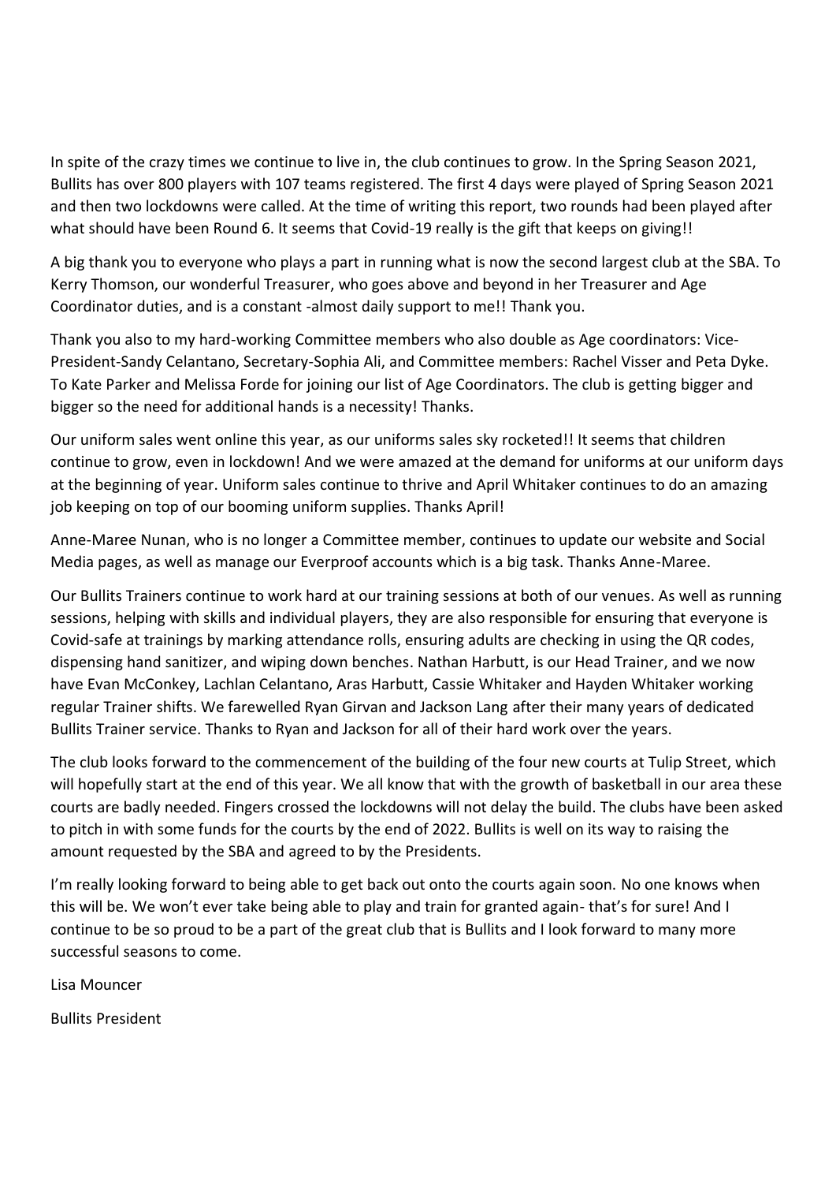In spite of the crazy times we continue to live in, the club continues to grow. In the Spring Season 2021, Bullits has over 800 players with 107 teams registered. The first 4 days were played of Spring Season 2021 and then two lockdowns were called. At the time of writing this report, two rounds had been played after what should have been Round 6. It seems that Covid-19 really is the gift that keeps on giving!!

A big thank you to everyone who plays a part in running what is now the second largest club at the SBA. To Kerry Thomson, our wonderful Treasurer, who goes above and beyond in her Treasurer and Age Coordinator duties, and is a constant -almost daily support to me!! Thank you.

Thank you also to my hard-working Committee members who also double as Age coordinators: Vice-President-Sandy Celantano, Secretary-Sophia Ali, and Committee members: Rachel Visser and Peta Dyke. To Kate Parker and Melissa Forde for joining our list of Age Coordinators. The club is getting bigger and bigger so the need for additional hands is a necessity! Thanks.

Our uniform sales went online this year, as our uniforms sales sky rocketed!! It seems that children continue to grow, even in lockdown! And we were amazed at the demand for uniforms at our uniform days at the beginning of year. Uniform sales continue to thrive and April Whitaker continues to do an amazing job keeping on top of our booming uniform supplies. Thanks April!

Anne-Maree Nunan, who is no longer a Committee member, continues to update our website and Social Media pages, as well as manage our Everproof accounts which is a big task. Thanks Anne-Maree.

Our Bullits Trainers continue to work hard at our training sessions at both of our venues. As well as running sessions, helping with skills and individual players, they are also responsible for ensuring that everyone is Covid-safe at trainings by marking attendance rolls, ensuring adults are checking in using the QR codes, dispensing hand sanitizer, and wiping down benches. Nathan Harbutt, is our Head Trainer, and we now have Evan McConkey, Lachlan Celantano, Aras Harbutt, Cassie Whitaker and Hayden Whitaker working regular Trainer shifts. We farewelled Ryan Girvan and Jackson Lang after their many years of dedicated Bullits Trainer service. Thanks to Ryan and Jackson for all of their hard work over the years.

The club looks forward to the commencement of the building of the four new courts at Tulip Street, which will hopefully start at the end of this year. We all know that with the growth of basketball in our area these courts are badly needed. Fingers crossed the lockdowns will not delay the build. The clubs have been asked to pitch in with some funds for the courts by the end of 2022. Bullits is well on its way to raising the amount requested by the SBA and agreed to by the Presidents.

I'm really looking forward to being able to get back out onto the courts again soon. No one knows when this will be. We won't ever take being able to play and train for granted again- that's for sure! And I continue to be so proud to be a part of the great club that is Bullits and I look forward to many more successful seasons to come.

Lisa Mouncer

Bullits President